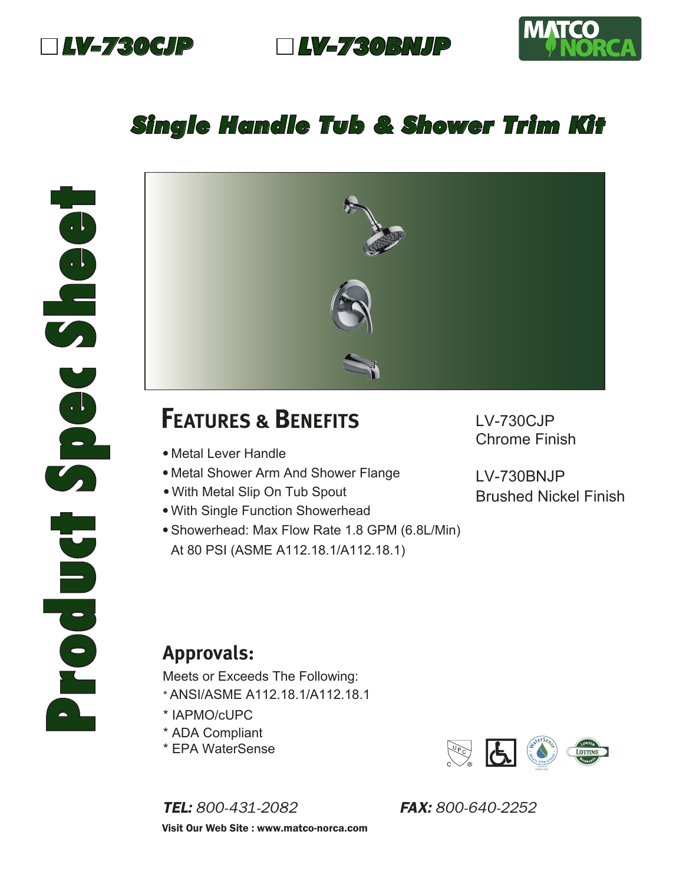☐ **LV-730CJP** ☐ **LV-730BNJP**

MATCO NORCA

# Single Handle Tub & Shower Trim Kit

**Product Spec Sheet**

## Features & Benefits

- Metal Lever Handle
- Metal Shower Arm And Shower Flange
- With Metal Slip On Tub Spout
- With Single Function Showerhead
- Showerhead: Max Flow Rate 1.8 GPM (6.8L/Min) At 80 PSI (ASME A112.18.1/A112.18.1)

LV-730CJP
Chrome Finish

LV-730BNJP
Brushed Nickel Finish

## Approvals:

Meets or Exceeds The Following:

* ANSI/ASME A112.18.1/A112.18.1
* IAPMO/cUPC
* ADA Compliant
* EPA WaterSense

***TEL:*** *800-431-2082* ***FAX:*** *800-640-2252*

**Visit Our Web Site : www.matco-norca.com**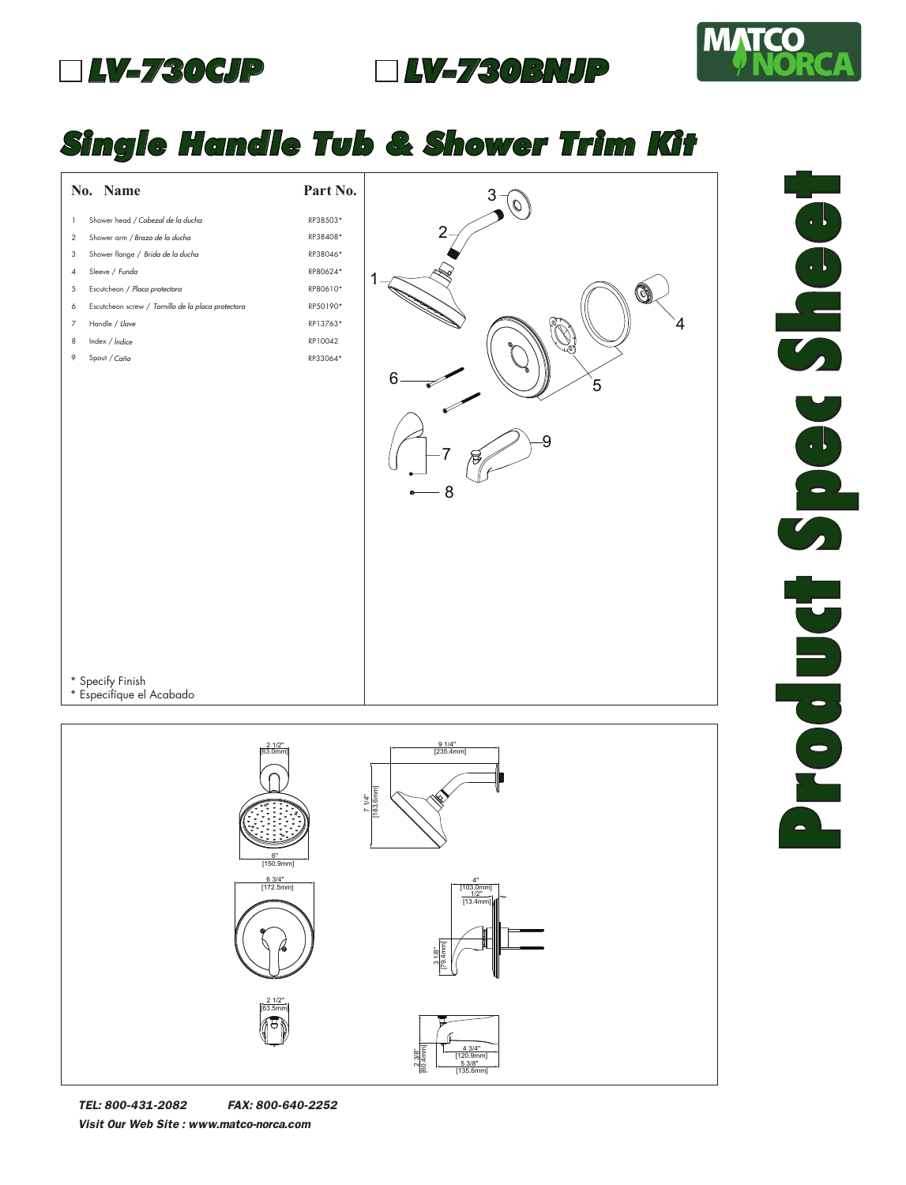☐ **LV-730CJP** ☐ **LV-730BNJP**

MATCO NORCA

# Single Handle Tub & Shower Trim Kit

| No. | Name | Part No. |
|---|---|---|
| 1 | Shower head / *Cabezal de la ducha* | RP38503* |
| 2 | Shower arm / *Brazo de la ducha* | RP38408* |
| 3 | Shower flange / *Brida de la ducha* | RP38046* |
| 4 | Sleeve / *Funda* | RP80624* |
| 5 | Escutcheon / *Placa protectora* | RP80610* |
| 6 | Escutcheon screw / *Tornillo de la placa protectora* | RP50190* |
| 7 | Handle / *Llave* | RP13763* |
| 8 | Index / *Índice* | RP10042 |
| 9 | Spout / *Caño* | RP33064* |

* Specify Finish
* Especifíque el Acabado

2 1/2"
[63.0mm]

6"
[150.9mm]

9 1/4"
[235.4mm]

7 1/4"
[183.6mm]

6 3/4"
[172.5mm]

4"
[103.0mm]

1/2"
[13.4mm]

3 1/8"
[79.4mm]

2 1/2"
[63.5mm]

2 3/8"
[60.4mm]

4 3/4"
[120.9mm]

5 3/8"
[135.6mm]

**Product Spec Sheet**

*TEL: 800-431-2082* *FAX: 800-640-2252*

*Visit Our Web Site : www.matco-norca.com*